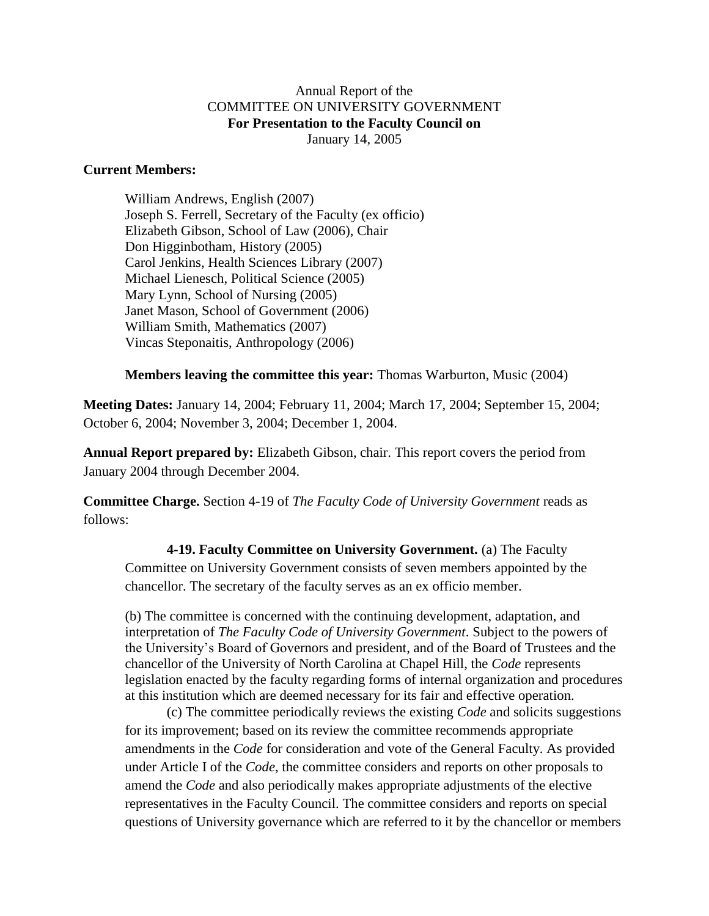Annual Report of the
COMMITTEE ON UNIVERSITY GOVERNMENT
**For Presentation to the Faculty Council on**
January 14, 2005

**Current Members:**

William Andrews, English (2007)
Joseph S. Ferrell, Secretary of the Faculty (ex officio)
Elizabeth Gibson, School of Law (2006), Chair
Don Higginbotham, History (2005)
Carol Jenkins, Health Sciences Library (2007)
Michael Lienesch, Political Science (2005)
Mary Lynn, School of Nursing (2005)
Janet Mason, School of Government (2006)
William Smith, Mathematics (2007)
Vincas Steponaitis, Anthropology (2006)

**Members leaving the committee this year:** Thomas Warburton, Music (2004)

**Meeting Dates:** January 14, 2004; February 11, 2004; March 17, 2004; September 15, 2004; October 6, 2004; November 3, 2004; December 1, 2004.

**Annual Report prepared by:** Elizabeth Gibson, chair. This report covers the period from January 2004 through December 2004.

**Committee Charge.** Section 4-19 of *The Faculty Code of University Government* reads as follows:

> **4-19. Faculty Committee on University Government.** (a) The Faculty Committee on University Government consists of seven members appointed by the chancellor. The secretary of the faculty serves as an ex officio member.
>
> (b) The committee is concerned with the continuing development, adaptation, and interpretation of *The Faculty Code of University Government*. Subject to the powers of the University's Board of Governors and president, and of the Board of Trustees and the chancellor of the University of North Carolina at Chapel Hill, the *Code* represents legislation enacted by the faculty regarding forms of internal organization and procedures at this institution which are deemed necessary for its fair and effective operation.
>
> (c) The committee periodically reviews the existing *Code* and solicits suggestions for its improvement; based on its review the committee recommends appropriate amendments in the *Code* for consideration and vote of the General Faculty. As provided under Article I of the *Code*, the committee considers and reports on other proposals to amend the *Code* and also periodically makes appropriate adjustments of the elective representatives in the Faculty Council. The committee considers and reports on special questions of University governance which are referred to it by the chancellor or members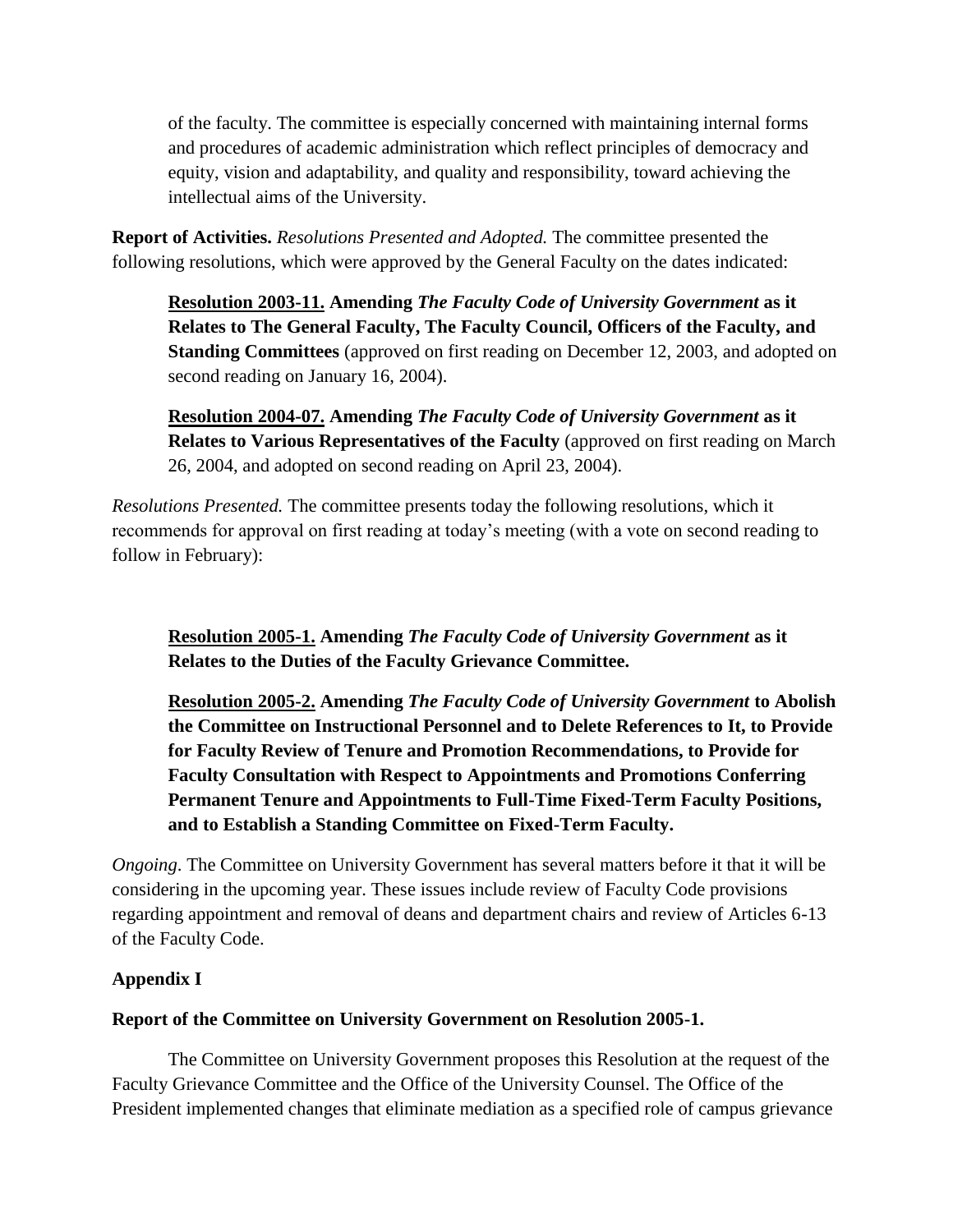of the faculty. The committee is especially concerned with maintaining internal forms and procedures of academic administration which reflect principles of democracy and equity, vision and adaptability, and quality and responsibility, toward achieving the intellectual aims of the University.

**Report of Activities.** *Resolutions Presented and Adopted.* The committee presented the following resolutions, which were approved by the General Faculty on the dates indicated:

> **Resolution 2003-11. Amending *The Faculty Code of University Government* as it Relates to The General Faculty, The Faculty Council, Officers of the Faculty, and Standing Committees** (approved on first reading on December 12, 2003, and adopted on second reading on January 16, 2004).
>
> **Resolution 2004-07. Amending *The Faculty Code of University Government* as it Relates to Various Representatives of the Faculty** (approved on first reading on March 26, 2004, and adopted on second reading on April 23, 2004).

*Resolutions Presented.* The committee presents today the following resolutions, which it recommends for approval on first reading at today's meeting (with a vote on second reading to follow in February):

> **Resolution 2005-1. Amending *The Faculty Code of University Government* as it Relates to the Duties of the Faculty Grievance Committee.**
>
> **Resolution 2005-2. Amending *The Faculty Code of University Government* to Abolish the Committee on Instructional Personnel and to Delete References to It, to Provide for Faculty Review of Tenure and Promotion Recommendations, to Provide for Faculty Consultation with Respect to Appointments and Promotions Conferring Permanent Tenure and Appointments to Full-Time Fixed-Term Faculty Positions, and to Establish a Standing Committee on Fixed-Term Faculty.**

*Ongoing*. The Committee on University Government has several matters before it that it will be considering in the upcoming year. These issues include review of Faculty Code provisions regarding appointment and removal of deans and department chairs and review of Articles 6-13 of the Faculty Code.

**Appendix I**

**Report of the Committee on University Government on Resolution 2005-1.**

The Committee on University Government proposes this Resolution at the request of the Faculty Grievance Committee and the Office of the University Counsel. The Office of the President implemented changes that eliminate mediation as a specified role of campus grievance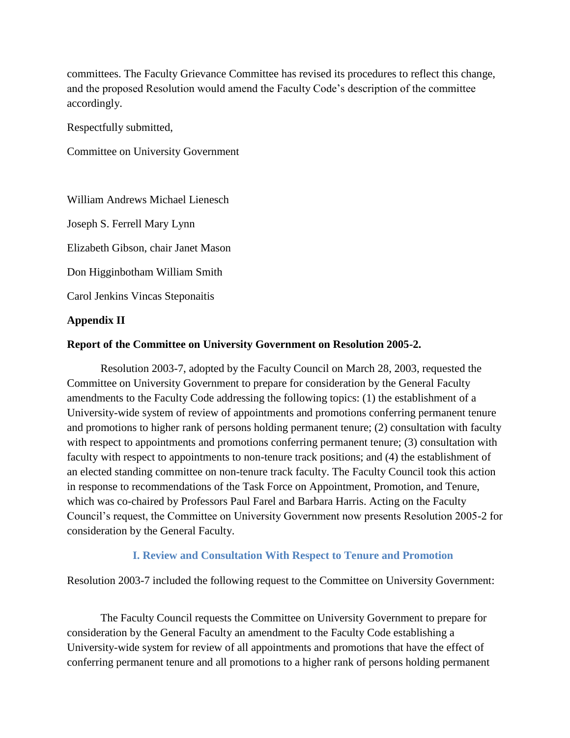committees. The Faculty Grievance Committee has revised its procedures to reflect this change, and the proposed Resolution would amend the Faculty Code's description of the committee accordingly.

Respectfully submitted,

Committee on University Government

William Andrews Michael Lienesch

Joseph S. Ferrell Mary Lynn

Elizabeth Gibson, chair Janet Mason

Don Higginbotham William Smith

Carol Jenkins Vincas Steponaitis

**Appendix II**

**Report of the Committee on University Government on Resolution 2005-2.**

Resolution 2003-7, adopted by the Faculty Council on March 28, 2003, requested the Committee on University Government to prepare for consideration by the General Faculty amendments to the Faculty Code addressing the following topics: (1) the establishment of a University-wide system of review of appointments and promotions conferring permanent tenure and promotions to higher rank of persons holding permanent tenure; (2) consultation with faculty with respect to appointments and promotions conferring permanent tenure; (3) consultation with faculty with respect to appointments to non-tenure track positions; and (4) the establishment of an elected standing committee on non-tenure track faculty. The Faculty Council took this action in response to recommendations of the Task Force on Appointment, Promotion, and Tenure, which was co-chaired by Professors Paul Farel and Barbara Harris. Acting on the Faculty Council's request, the Committee on University Government now presents Resolution 2005-2 for consideration by the General Faculty.

## I. Review and Consultation With Respect to Tenure and Promotion

Resolution 2003-7 included the following request to the Committee on University Government:

The Faculty Council requests the Committee on University Government to prepare for consideration by the General Faculty an amendment to the Faculty Code establishing a University-wide system for review of all appointments and promotions that have the effect of conferring permanent tenure and all promotions to a higher rank of persons holding permanent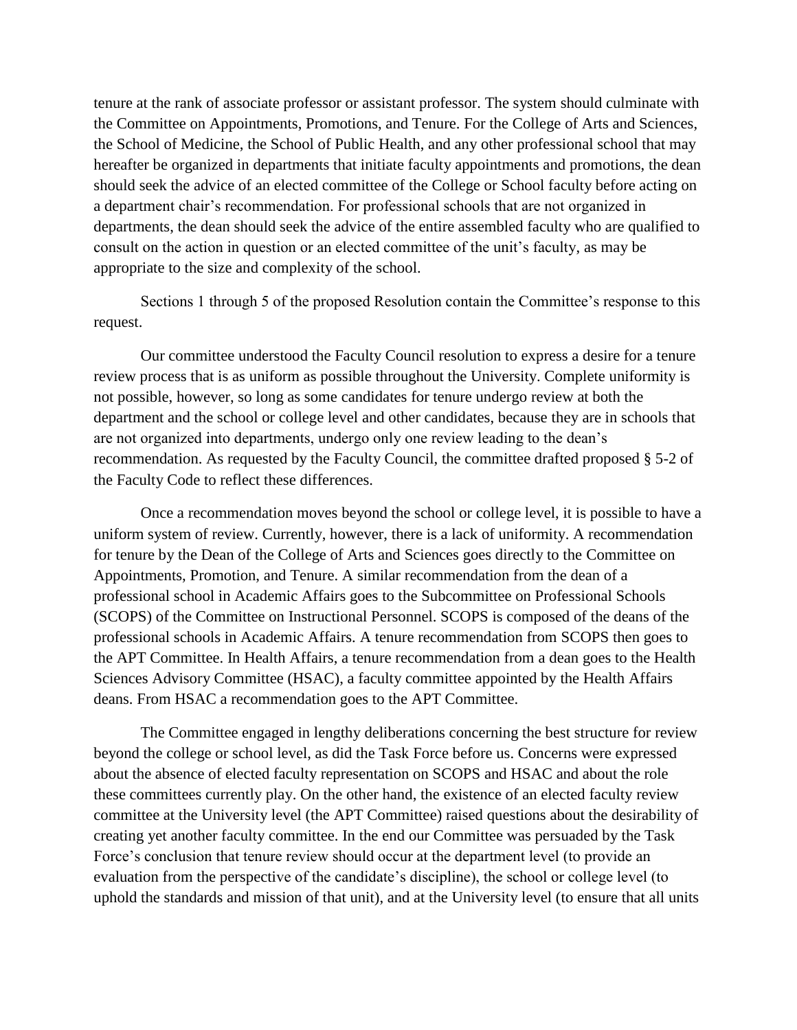tenure at the rank of associate professor or assistant professor. The system should culminate with the Committee on Appointments, Promotions, and Tenure. For the College of Arts and Sciences, the School of Medicine, the School of Public Health, and any other professional school that may hereafter be organized in departments that initiate faculty appointments and promotions, the dean should seek the advice of an elected committee of the College or School faculty before acting on a department chair's recommendation. For professional schools that are not organized in departments, the dean should seek the advice of the entire assembled faculty who are qualified to consult on the action in question or an elected committee of the unit's faculty, as may be appropriate to the size and complexity of the school.

Sections 1 through 5 of the proposed Resolution contain the Committee's response to this request.

Our committee understood the Faculty Council resolution to express a desire for a tenure review process that is as uniform as possible throughout the University. Complete uniformity is not possible, however, so long as some candidates for tenure undergo review at both the department and the school or college level and other candidates, because they are in schools that are not organized into departments, undergo only one review leading to the dean's recommendation. As requested by the Faculty Council, the committee drafted proposed § 5-2 of the Faculty Code to reflect these differences.

Once a recommendation moves beyond the school or college level, it is possible to have a uniform system of review. Currently, however, there is a lack of uniformity. A recommendation for tenure by the Dean of the College of Arts and Sciences goes directly to the Committee on Appointments, Promotion, and Tenure. A similar recommendation from the dean of a professional school in Academic Affairs goes to the Subcommittee on Professional Schools (SCOPS) of the Committee on Instructional Personnel. SCOPS is composed of the deans of the professional schools in Academic Affairs. A tenure recommendation from SCOPS then goes to the APT Committee. In Health Affairs, a tenure recommendation from a dean goes to the Health Sciences Advisory Committee (HSAC), a faculty committee appointed by the Health Affairs deans. From HSAC a recommendation goes to the APT Committee.

The Committee engaged in lengthy deliberations concerning the best structure for review beyond the college or school level, as did the Task Force before us. Concerns were expressed about the absence of elected faculty representation on SCOPS and HSAC and about the role these committees currently play. On the other hand, the existence of an elected faculty review committee at the University level (the APT Committee) raised questions about the desirability of creating yet another faculty committee. In the end our Committee was persuaded by the Task Force's conclusion that tenure review should occur at the department level (to provide an evaluation from the perspective of the candidate's discipline), the school or college level (to uphold the standards and mission of that unit), and at the University level (to ensure that all units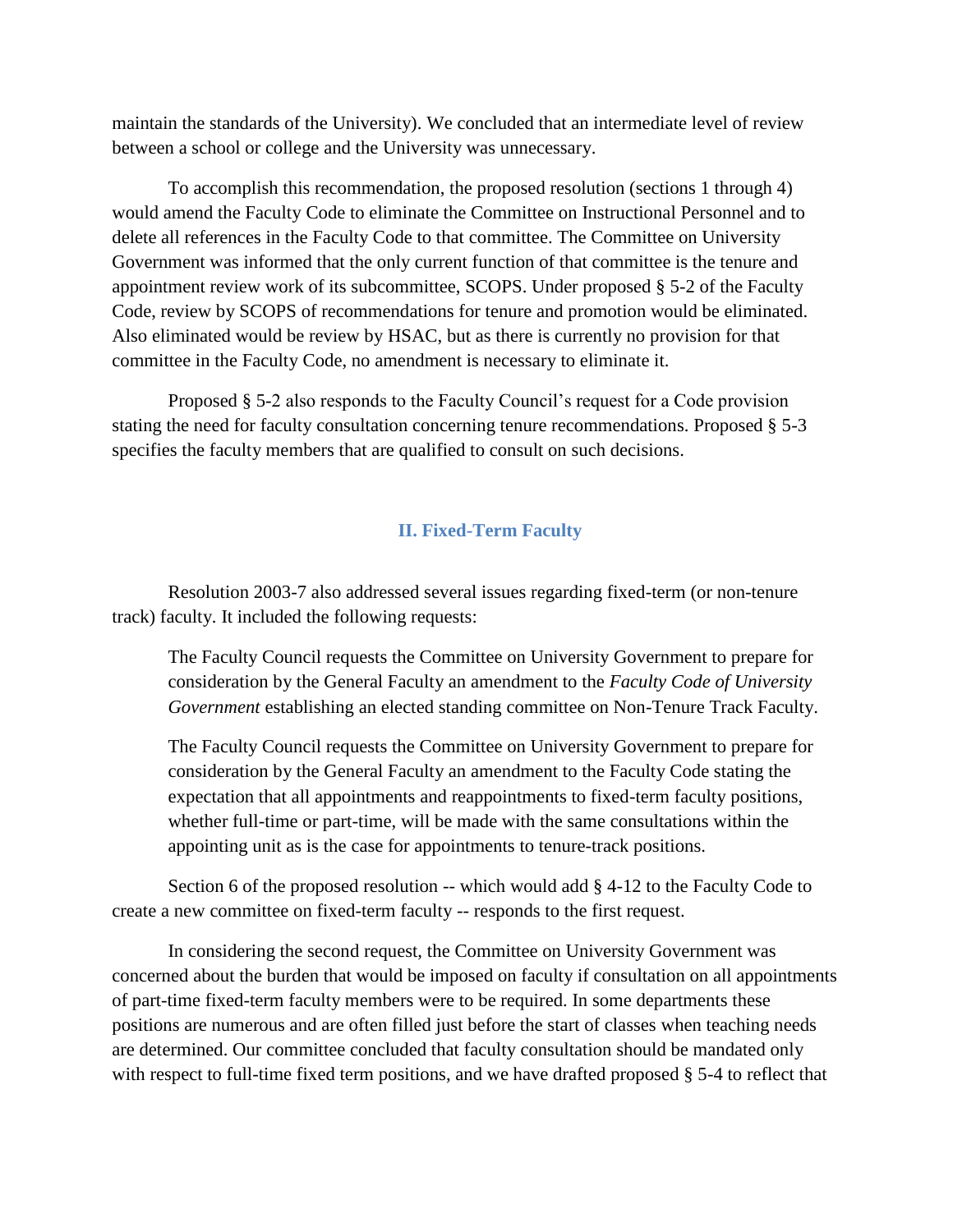maintain the standards of the University). We concluded that an intermediate level of review between a school or college and the University was unnecessary.

To accomplish this recommendation, the proposed resolution (sections 1 through 4) would amend the Faculty Code to eliminate the Committee on Instructional Personnel and to delete all references in the Faculty Code to that committee. The Committee on University Government was informed that the only current function of that committee is the tenure and appointment review work of its subcommittee, SCOPS. Under proposed § 5-2 of the Faculty Code, review by SCOPS of recommendations for tenure and promotion would be eliminated. Also eliminated would be review by HSAC, but as there is currently no provision for that committee in the Faculty Code, no amendment is necessary to eliminate it.

Proposed § 5-2 also responds to the Faculty Council's request for a Code provision stating the need for faculty consultation concerning tenure recommendations. Proposed § 5-3 specifies the faculty members that are qualified to consult on such decisions.

## II. Fixed-Term Faculty

Resolution 2003-7 also addressed several issues regarding fixed-term (or non-tenure track) faculty. It included the following requests:

> The Faculty Council requests the Committee on University Government to prepare for consideration by the General Faculty an amendment to the *Faculty Code of University Government* establishing an elected standing committee on Non-Tenure Track Faculty.
>
> The Faculty Council requests the Committee on University Government to prepare for consideration by the General Faculty an amendment to the Faculty Code stating the expectation that all appointments and reappointments to fixed-term faculty positions, whether full-time or part-time, will be made with the same consultations within the appointing unit as is the case for appointments to tenure-track positions.

Section 6 of the proposed resolution -- which would add § 4-12 to the Faculty Code to create a new committee on fixed-term faculty -- responds to the first request.

In considering the second request, the Committee on University Government was concerned about the burden that would be imposed on faculty if consultation on all appointments of part-time fixed-term faculty members were to be required. In some departments these positions are numerous and are often filled just before the start of classes when teaching needs are determined. Our committee concluded that faculty consultation should be mandated only with respect to full-time fixed term positions, and we have drafted proposed § 5-4 to reflect that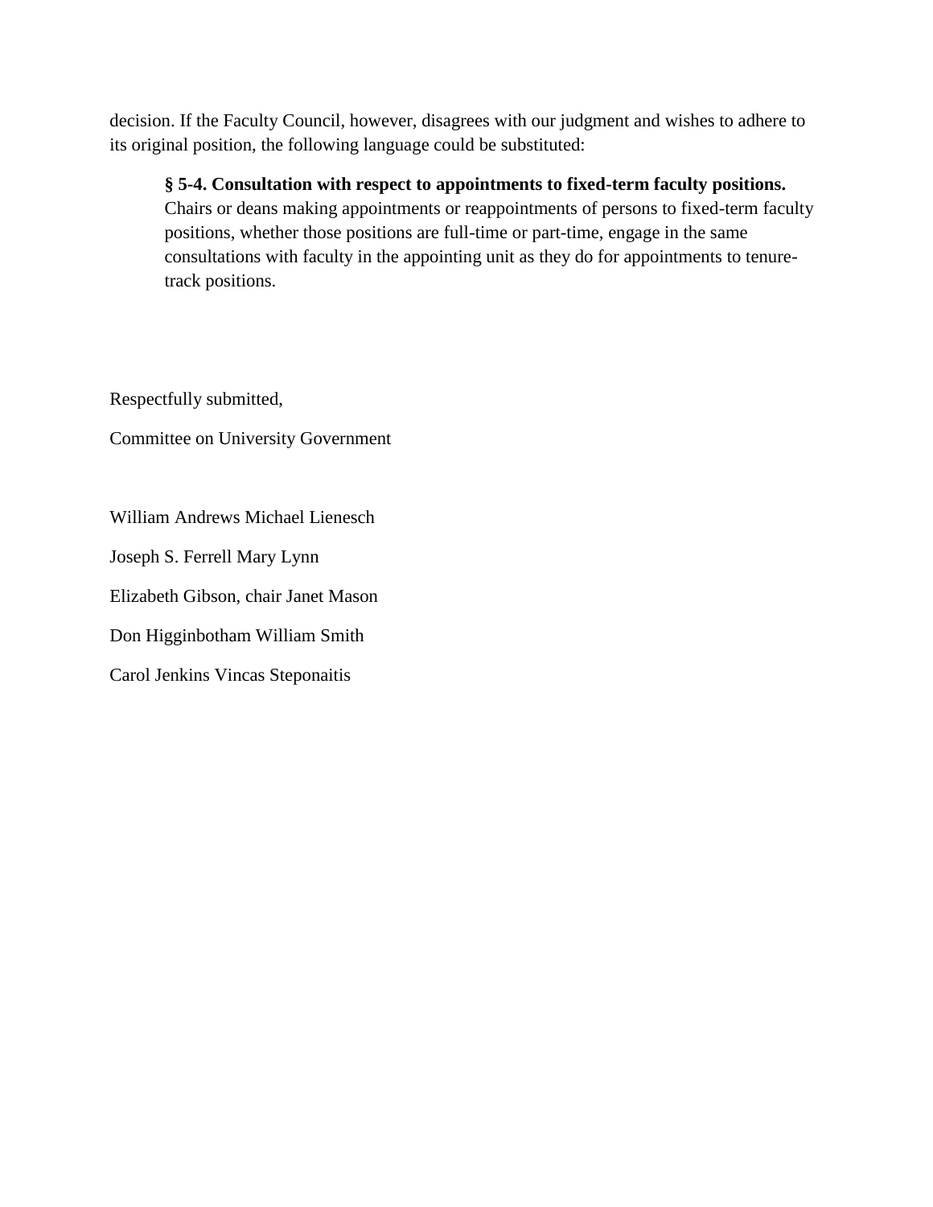decision. If the Faculty Council, however, disagrees with our judgment and wishes to adhere to its original position, the following language could be substituted:

> **§ 5-4. Consultation with respect to appointments to fixed-term faculty positions.** Chairs or deans making appointments or reappointments of persons to fixed-term faculty positions, whether those positions are full-time or part-time, engage in the same consultations with faculty in the appointing unit as they do for appointments to tenure-track positions.

Respectfully submitted,

Committee on University Government

William Andrews Michael Lienesch

Joseph S. Ferrell Mary Lynn

Elizabeth Gibson, chair Janet Mason

Don Higginbotham William Smith

Carol Jenkins Vincas Steponaitis